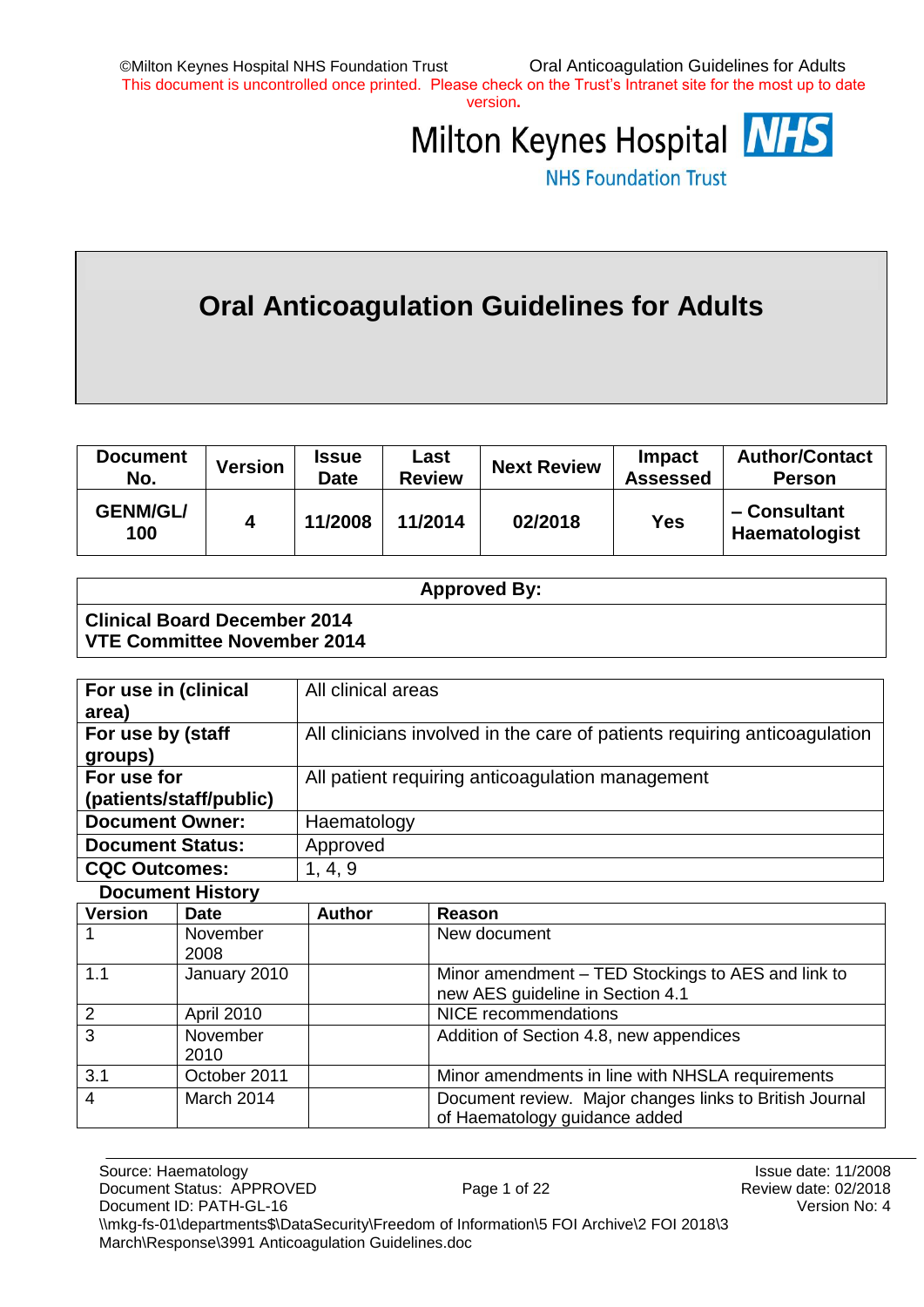This document is uncontrolled once printed. Please check on the Trust's Intranet site for the most up to date version.

Milton Keynes Hospital NHS

NHS Foundation Trust

# Oral Anticoagulation Guidelines for Adults

| Document No. | Version | Issue Date | Last Review | Next Review | Impact Assessed | Author/Contact Person |
|---|---|---|---|---|---|---|
| GENM/GL/ 100 | 4 | 11/2008 | 11/2014 | 02/2018 | Yes | – Consultant Haematologist |

| Approved By: |
|---|
| **Clinical Board December 2014**<br>**VTE Committee November 2014** |

| | |
|---|---|
| **For use in (clinical area)** | All clinical areas |
| **For use by (staff groups)** | All clinicians involved in the care of patients requiring anticoagulation |
| **For use for (patients/staff/public)** | All patient requiring anticoagulation management |
| **Document Owner:** | Haematology |
| **Document Status:** | Approved |
| **CQC Outcomes:** | 1, 4, 9 |

**Document History**

| Version | Date | Author | Reason |
|---|---|---|---|
| 1 | November 2008 | | New document |
| 1.1 | January 2010 | | Minor amendment – TED Stockings to AES and link to new AES guideline in Section 4.1 |
| 2 | April 2010 | | NICE recommendations |
| 3 | November 2010 | | Addition of Section 4.8, new appendices |
| 3.1 | October 2011 | | Minor amendments in line with NHSLA requirements |
| 4 | March 2014 | | Document review. Major changes links to British Journal of Haematology guidance added |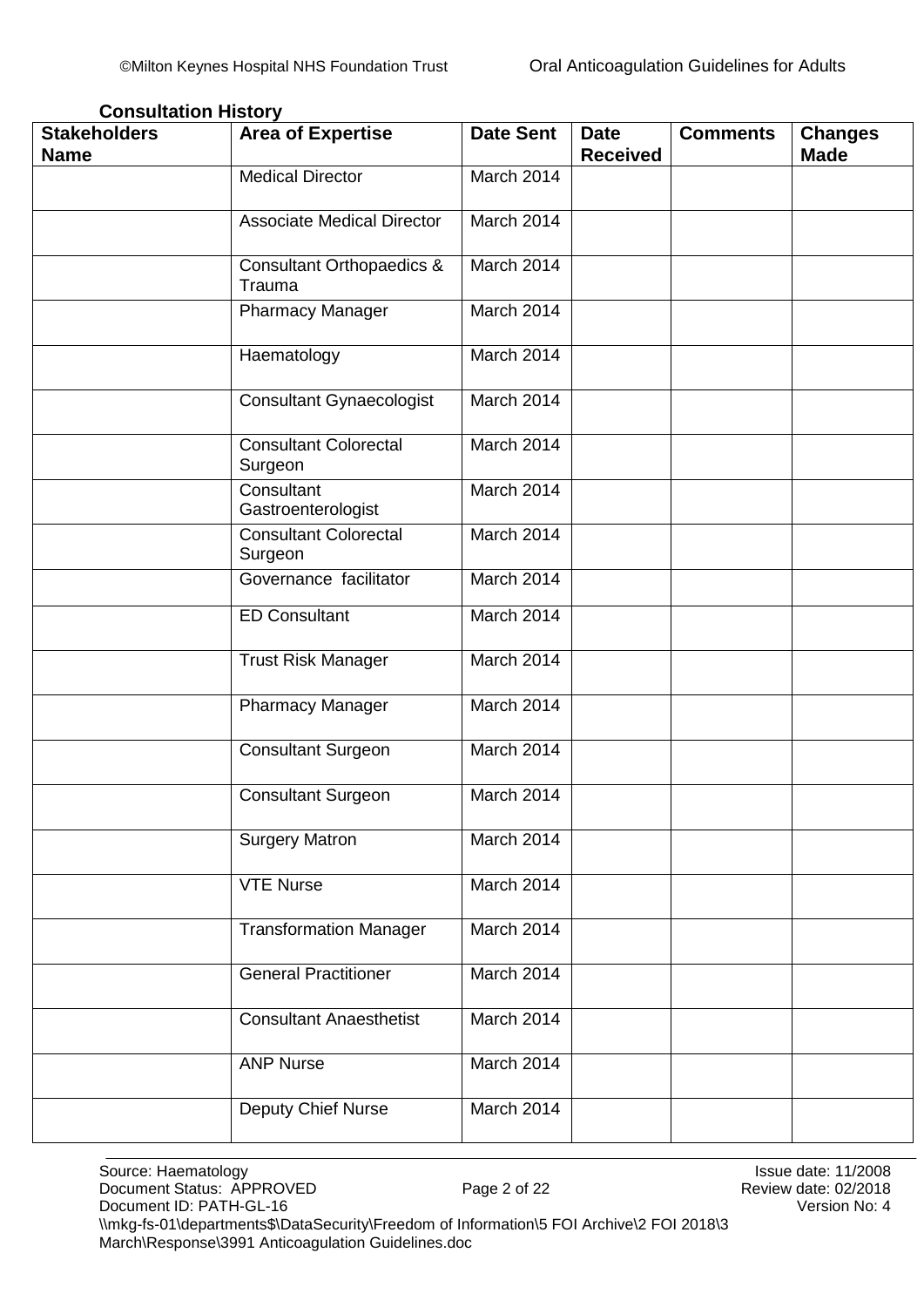**Consultation History**

| Stakeholders Name | Area of Expertise | Date Sent | Date Received | Comments | Changes Made |
|---|---|---|---|---|---|
| | Medical Director | March 2014 | | | |
| | Associate Medical Director | March 2014 | | | |
| | Consultant Orthopaedics & Trauma | March 2014 | | | |
| | Pharmacy Manager | March 2014 | | | |
| | Haematology | March 2014 | | | |
| | Consultant Gynaecologist | March 2014 | | | |
| | Consultant Colorectal Surgeon | March 2014 | | | |
| | Consultant Gastroenterologist | March 2014 | | | |
| | Consultant Colorectal Surgeon | March 2014 | | | |
| | Governance facilitator | March 2014 | | | |
| | ED Consultant | March 2014 | | | |
| | Trust Risk Manager | March 2014 | | | |
| | Pharmacy Manager | March 2014 | | | |
| | Consultant Surgeon | March 2014 | | | |
| | Consultant Surgeon | March 2014 | | | |
| | Surgery Matron | March 2014 | | | |
| | VTE Nurse | March 2014 | | | |
| | Transformation Manager | March 2014 | | | |
| | General Practitioner | March 2014 | | | |
| | Consultant Anaesthetist | March 2014 | | | |
| | ANP Nurse | March 2014 | | | |
| | Deputy Chief Nurse | March 2014 | | | |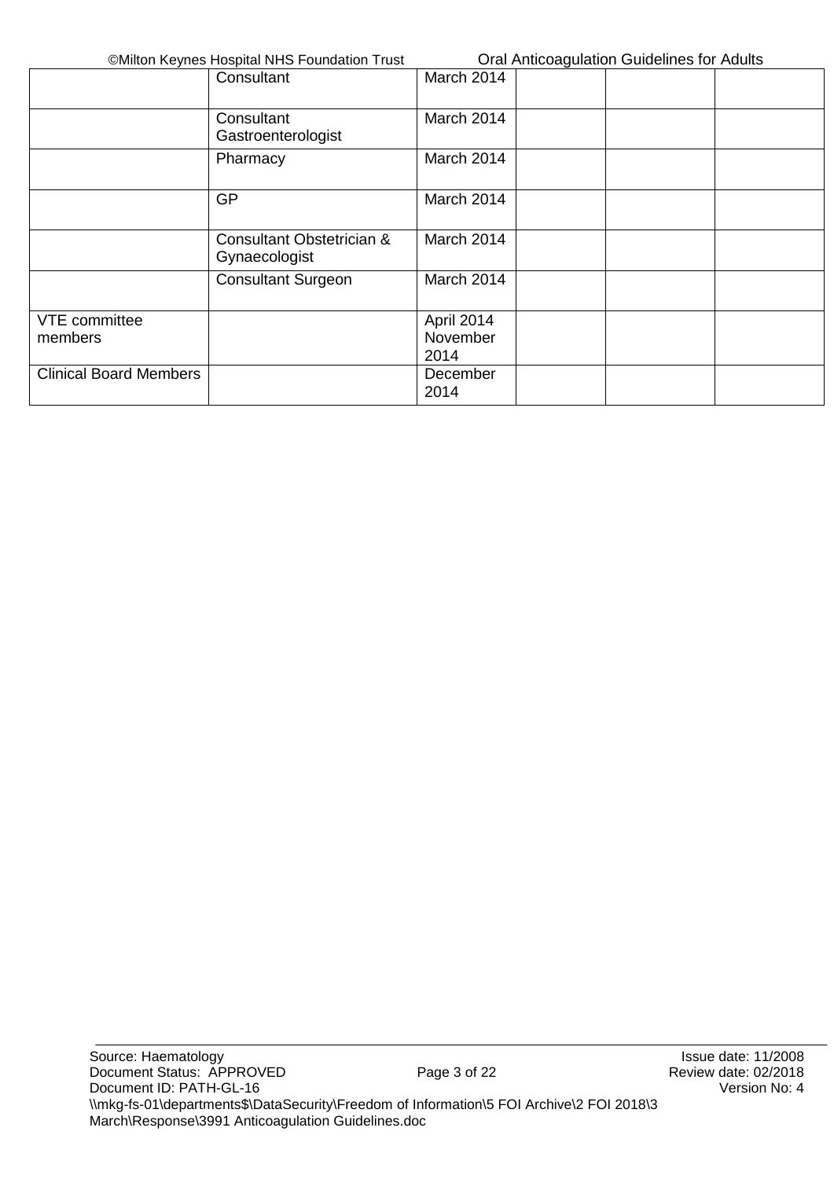|  |  |  |  |  |  |
|---|---|---|---|---|---|
|  | Consultant | March 2014 |  |  |  |
|  | Consultant Gastroenterologist | March 2014 |  |  |  |
|  | Pharmacy | March 2014 |  |  |  |
|  | GP | March 2014 |  |  |  |
|  | Consultant Obstetrician & Gynaecologist | March 2014 |  |  |  |
|  | Consultant Surgeon | March 2014 |  |  |  |
| VTE committee members |  | April 2014 November 2014 |  |  |  |
| Clinical Board Members |  | December 2014 |  |  |  |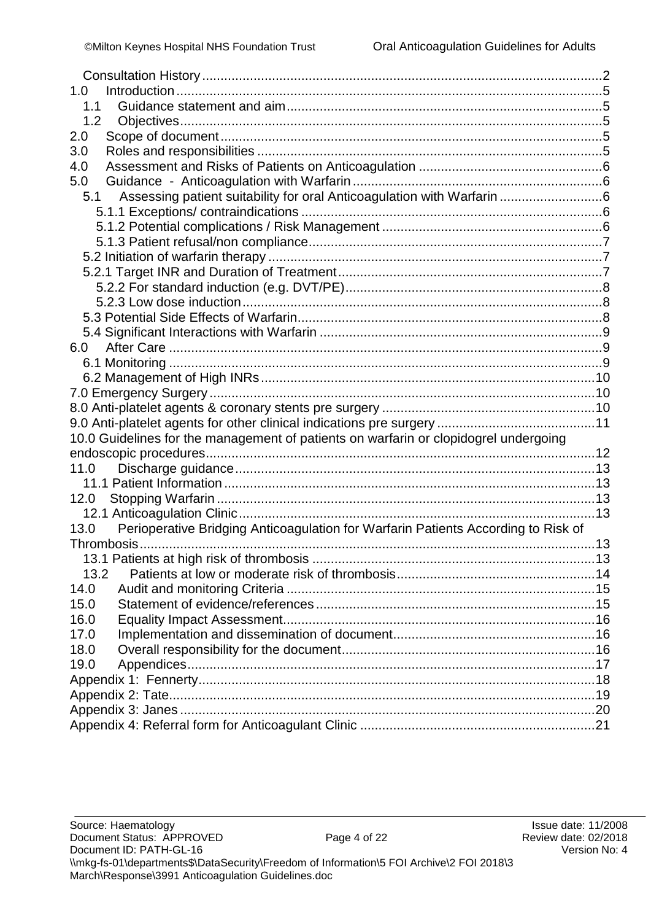Consultation History ..... 2
1.0 Introduction ..... 5
1.1 Guidance statement and aim ..... 5
1.2 Objectives ..... 5
2.0 Scope of document ..... 5
3.0 Roles and responsibilities ..... 5
4.0 Assessment and Risks of Patients on Anticoagulation ..... 6
5.0 Guidance - Anticoagulation with Warfarin ..... 6
5.1 Assessing patient suitability for oral Anticoagulation with Warfarin ..... 6
5.1.1 Exceptions/ contraindications ..... 6
5.1.2 Potential complications / Risk Management ..... 6
5.1.3 Patient refusal/non compliance ..... 7
5.2 Initiation of warfarin therapy ..... 7
5.2.1 Target INR and Duration of Treatment ..... 7
5.2.2 For standard induction (e.g. DVT/PE) ..... 8
5.2.3 Low dose induction ..... 8
5.3 Potential Side Effects of Warfarin ..... 8
5.4 Significant Interactions with Warfarin ..... 9
6.0 After Care ..... 9
6.1 Monitoring ..... 9
6.2 Management of High INRs ..... 10
7.0 Emergency Surgery ..... 10
8.0 Anti-platelet agents & coronary stents pre surgery ..... 10
9.0 Anti-platelet agents for other clinical indications pre surgery ..... 11
10.0 Guidelines for the management of patients on warfarin or clopidogrel undergoing endoscopic procedures ..... 12
11.0 Discharge guidance ..... 13
11.1 Patient Information ..... 13
12.0 Stopping Warfarin ..... 13
12.1 Anticoagulation Clinic ..... 13
13.0 Perioperative Bridging Anticoagulation for Warfarin Patients According to Risk of Thrombosis ..... 13
13.1 Patients at high risk of thrombosis ..... 13
13.2 Patients at low or moderate risk of thrombosis ..... 14
14.0 Audit and monitoring Criteria ..... 15
15.0 Statement of evidence/references ..... 15
16.0 Equality Impact Assessment ..... 16
17.0 Implementation and dissemination of document ..... 16
18.0 Overall responsibility for the document ..... 16
19.0 Appendices ..... 17
Appendix 1: Fennerty ..... 18
Appendix 2: Tate ..... 19
Appendix 3: Janes ..... 20
Appendix 4: Referral form for Anticoagulant Clinic ..... 21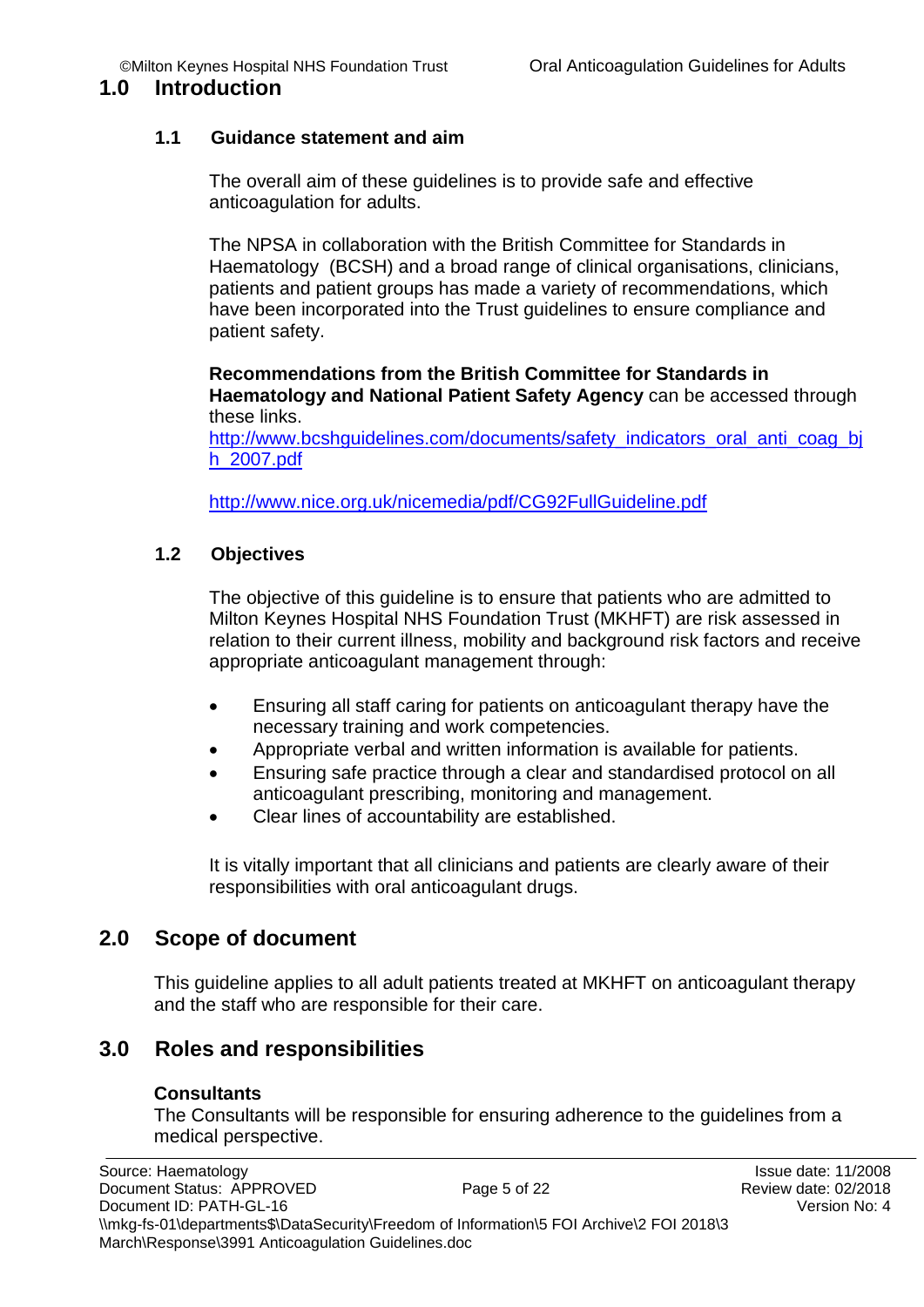# 1.0 Introduction

## 1.1 Guidance statement and aim

The overall aim of these guidelines is to provide safe and effective anticoagulation for adults.

The NPSA in collaboration with the British Committee for Standards in Haematology (BCSH) and a broad range of clinical organisations, clinicians, patients and patient groups has made a variety of recommendations, which have been incorporated into the Trust guidelines to ensure compliance and patient safety.

**Recommendations from the British Committee for Standards in Haematology and National Patient Safety Agency** can be accessed through these links.
http://www.bcshguidelines.com/documents/safety_indicators_oral_anti_coag_bjh_2007.pdf

http://www.nice.org.uk/nicemedia/pdf/CG92FullGuideline.pdf

## 1.2 Objectives

The objective of this guideline is to ensure that patients who are admitted to Milton Keynes Hospital NHS Foundation Trust (MKHFT) are risk assessed in relation to their current illness, mobility and background risk factors and receive appropriate anticoagulant management through:

- Ensuring all staff caring for patients on anticoagulant therapy have the necessary training and work competencies.
- Appropriate verbal and written information is available for patients.
- Ensuring safe practice through a clear and standardised protocol on all anticoagulant prescribing, monitoring and management.
- Clear lines of accountability are established.

It is vitally important that all clinicians and patients are clearly aware of their responsibilities with oral anticoagulant drugs.

# 2.0 Scope of document

This guideline applies to all adult patients treated at MKHFT on anticoagulant therapy and the staff who are responsible for their care.

# 3.0 Roles and responsibilities

**Consultants**
The Consultants will be responsible for ensuring adherence to the guidelines from a medical perspective.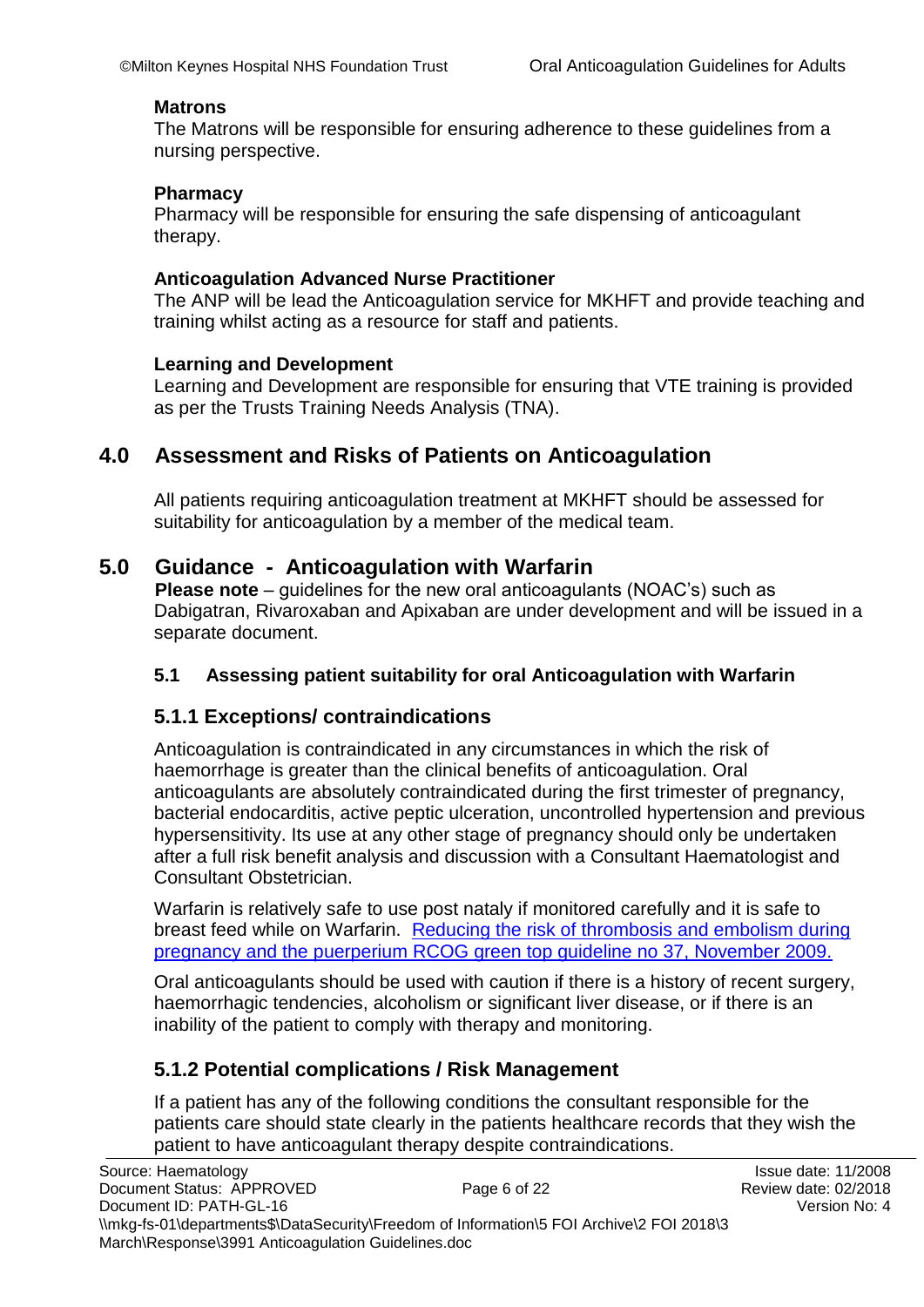**Matrons**

The Matrons will be responsible for ensuring adherence to these guidelines from a nursing perspective.

**Pharmacy**

Pharmacy will be responsible for ensuring the safe dispensing of anticoagulant therapy.

**Anticoagulation Advanced Nurse Practitioner**

The ANP will be lead the Anticoagulation service for MKHFT and provide teaching and training whilst acting as a resource for staff and patients.

**Learning and Development**

Learning and Development are responsible for ensuring that VTE training is provided as per the Trusts Training Needs Analysis (TNA).

## 4.0 Assessment and Risks of Patients on Anticoagulation

All patients requiring anticoagulation treatment at MKHFT should be assessed for suitability for anticoagulation by a member of the medical team.

## 5.0 Guidance - Anticoagulation with Warfarin

**Please note** – guidelines for the new oral anticoagulants (NOAC's) such as Dabigatran, Rivaroxaban and Apixaban are under development and will be issued in a separate document.

### 5.1 Assessing patient suitability for oral Anticoagulation with Warfarin

### 5.1.1 Exceptions/ contraindications

Anticoagulation is contraindicated in any circumstances in which the risk of haemorrhage is greater than the clinical benefits of anticoagulation. Oral anticoagulants are absolutely contraindicated during the first trimester of pregnancy, bacterial endocarditis, active peptic ulceration, uncontrolled hypertension and previous hypersensitivity. Its use at any other stage of pregnancy should only be undertaken after a full risk benefit analysis and discussion with a Consultant Haematologist and Consultant Obstetrician.

Warfarin is relatively safe to use post nataly if monitored carefully and it is safe to breast feed while on Warfarin. Reducing the risk of thrombosis and embolism during pregnancy and the puerperium RCOG green top guideline no 37, November 2009.

Oral anticoagulants should be used with caution if there is a history of recent surgery, haemorrhagic tendencies, alcoholism or significant liver disease, or if there is an inability of the patient to comply with therapy and monitoring.

### 5.1.2 Potential complications / Risk Management

If a patient has any of the following conditions the consultant responsible for the patients care should state clearly in the patients healthcare records that they wish the patient to have anticoagulant therapy despite contraindications.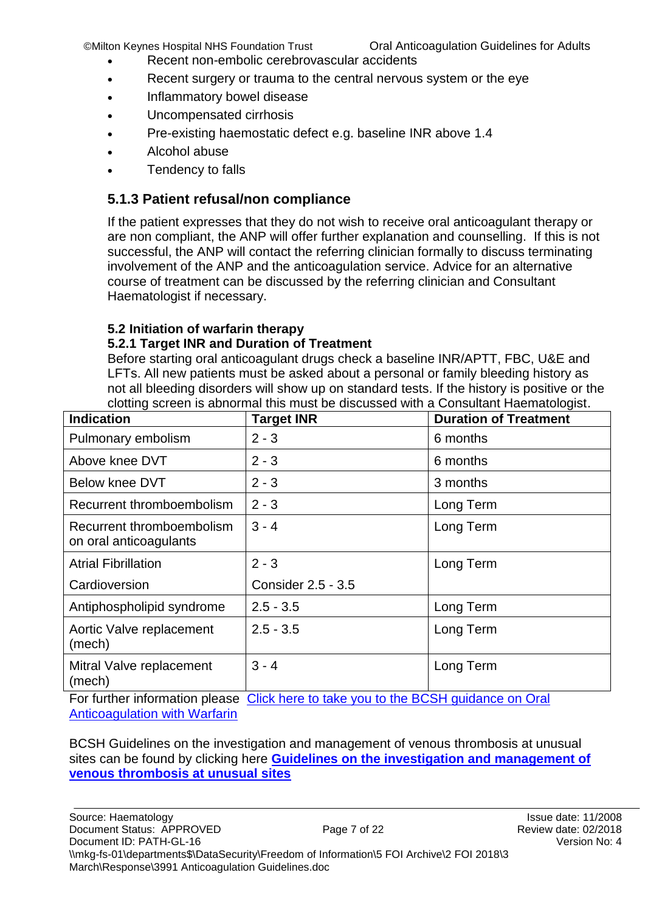- Recent non-embolic cerebrovascular accidents
- Recent surgery or trauma to the central nervous system or the eye
- Inflammatory bowel disease
- Uncompensated cirrhosis
- Pre-existing haemostatic defect e.g. baseline INR above 1.4
- Alcohol abuse
- Tendency to falls

### 5.1.3 Patient refusal/non compliance

If the patient expresses that they do not wish to receive oral anticoagulant therapy or are non compliant, the ANP will offer further explanation and counselling. If this is not successful, the ANP will contact the referring clinician formally to discuss terminating involvement of the ANP and the anticoagulation service. Advice for an alternative course of treatment can be discussed by the referring clinician and Consultant Haematologist if necessary.

### 5.2 Initiation of warfarin therapy

#### 5.2.1 Target INR and Duration of Treatment

Before starting oral anticoagulant drugs check a baseline INR/APTT, FBC, U&E and LFTs. All new patients must be asked about a personal or family bleeding history as not all bleeding disorders will show up on standard tests. If the history is positive or the clotting screen is abnormal this must be discussed with a Consultant Haematologist.

| Indication | Target INR | Duration of Treatment |
|---|---|---|
| Pulmonary embolism | 2 - 3 | 6 months |
| Above knee DVT | 2 - 3 | 6 months |
| Below knee DVT | 2 - 3 | 3 months |
| Recurrent thromboembolism | 2 - 3 | Long Term |
| Recurrent thromboembolism on oral anticoagulants | 3 - 4 | Long Term |
| Atrial Fibrillation<br>Cardioversion | 2 - 3<br>Consider 2.5 - 3.5 | Long Term |
| Antiphospholipid syndrome | 2.5 - 3.5 | Long Term |
| Aortic Valve replacement (mech) | 2.5 - 3.5 | Long Term |
| Mitral Valve replacement (mech) | 3 - 4 | Long Term |

For further information please Click here to take you to the BCSH guidance on Oral Anticoagulation with Warfarin

BCSH Guidelines on the investigation and management of venous thrombosis at unusual sites can be found by clicking here **Guidelines on the investigation and management of venous thrombosis at unusual sites**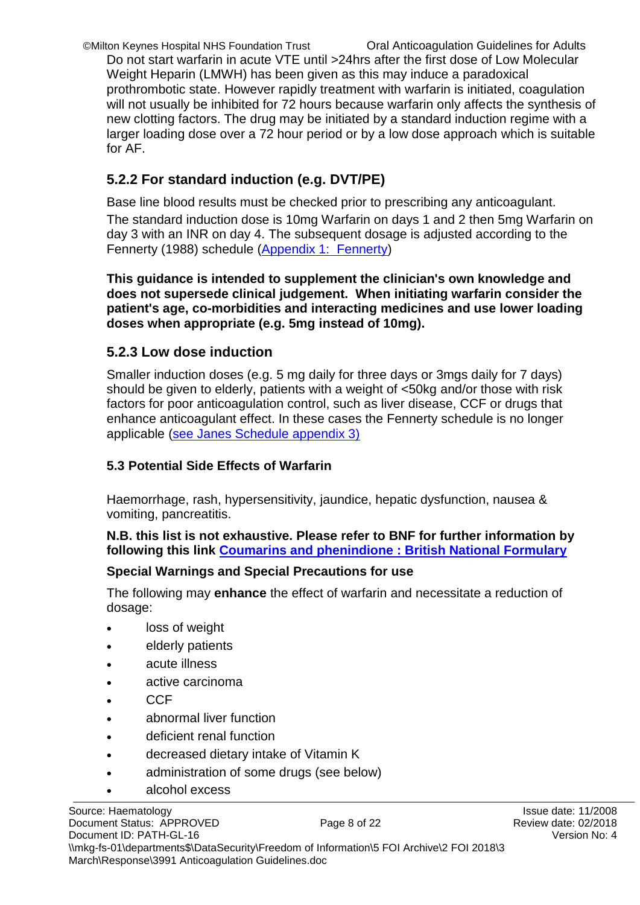Do not start warfarin in acute VTE until >24hrs after the first dose of Low Molecular Weight Heparin (LMWH) has been given as this may induce a paradoxical prothrombotic state. However rapidly treatment with warfarin is initiated, coagulation will not usually be inhibited for 72 hours because warfarin only affects the synthesis of new clotting factors. The drug may be initiated by a standard induction regime with a larger loading dose over a 72 hour period or by a low dose approach which is suitable for AF.

## 5.2.2 For standard induction (e.g. DVT/PE)

Base line blood results must be checked prior to prescribing any anticoagulant. The standard induction dose is 10mg Warfarin on days 1 and 2 then 5mg Warfarin on day 3 with an INR on day 4. The subsequent dosage is adjusted according to the Fennerty (1988) schedule (Appendix 1: Fennerty)

**This guidance is intended to supplement the clinician's own knowledge and does not supersede clinical judgement. When initiating warfarin consider the patient's age, co-morbidities and interacting medicines and use lower loading doses when appropriate (e.g. 5mg instead of 10mg).**

## 5.2.3 Low dose induction

Smaller induction doses (e.g. 5 mg daily for three days or 3mgs daily for 7 days) should be given to elderly, patients with a weight of <50kg and/or those with risk factors for poor anticoagulation control, such as liver disease, CCF or drugs that enhance anticoagulant effect. In these cases the Fennerty schedule is no longer applicable (see Janes Schedule appendix 3)

### 5.3 Potential Side Effects of Warfarin

Haemorrhage, rash, hypersensitivity, jaundice, hepatic dysfunction, nausea & vomiting, pancreatitis.

**N.B. this list is not exhaustive. Please refer to BNF for further information by following this link Coumarins and phenindione : British National Formulary**

**Special Warnings and Special Precautions for use**

The following may **enhance** the effect of warfarin and necessitate a reduction of dosage:

- loss of weight
- elderly patients
- acute illness
- active carcinoma
- CCF
- abnormal liver function
- deficient renal function
- decreased dietary intake of Vitamin K
- administration of some drugs (see below)
- alcohol excess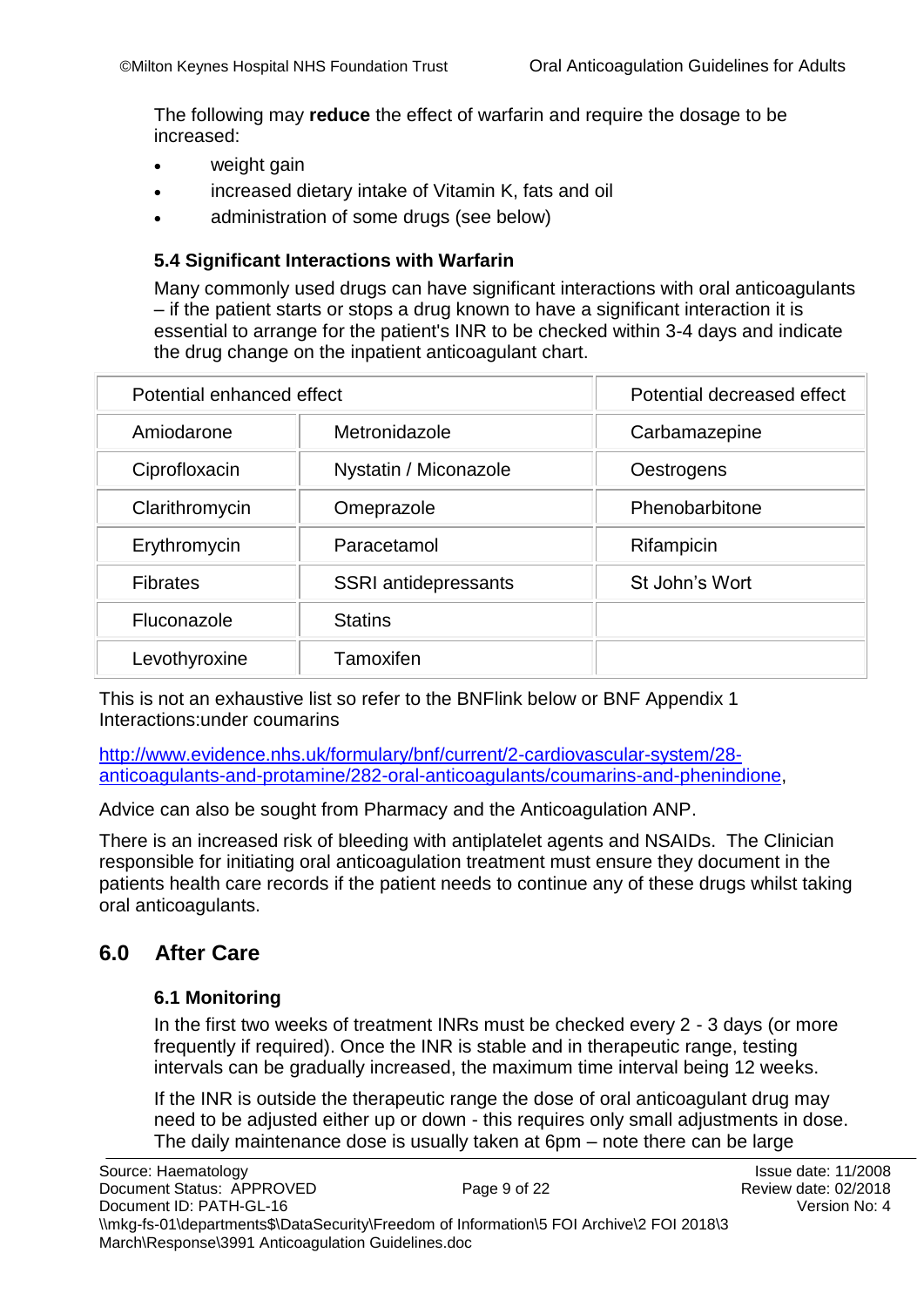The following may **reduce** the effect of warfarin and require the dosage to be increased:

- weight gain
- increased dietary intake of Vitamin K, fats and oil
- administration of some drugs (see below)

### 5.4 Significant Interactions with Warfarin

Many commonly used drugs can have significant interactions with oral anticoagulants – if the patient starts or stops a drug known to have a significant interaction it is essential to arrange for the patient's INR to be checked within 3-4 days and indicate the drug change on the inpatient anticoagulant chart.

| Potential enhanced effect | | Potential decreased effect |
|---|---|---|
| Amiodarone | Metronidazole | Carbamazepine |
| Ciprofloxacin | Nystatin / Miconazole | Oestrogens |
| Clarithromycin | Omeprazole | Phenobarbitone |
| Erythromycin | Paracetamol | Rifampicin |
| Fibrates | SSRI antidepressants | St John's Wort |
| Fluconazole | Statins | |
| Levothyroxine | Tamoxifen | |

This is not an exhaustive list so refer to the BNFlink below or BNF Appendix 1 Interactions:under coumarins

http://www.evidence.nhs.uk/formulary/bnf/current/2-cardiovascular-system/28-anticoagulants-and-protamine/282-oral-anticoagulants/coumarins-and-phenindione,

Advice can also be sought from Pharmacy and the Anticoagulation ANP.

There is an increased risk of bleeding with antiplatelet agents and NSAIDs. The Clinician responsible for initiating oral anticoagulation treatment must ensure they document in the patients health care records if the patient needs to continue any of these drugs whilst taking oral anticoagulants.

## 6.0 After Care

### 6.1 Monitoring

In the first two weeks of treatment INRs must be checked every 2 - 3 days (or more frequently if required). Once the INR is stable and in therapeutic range, testing intervals can be gradually increased, the maximum time interval being 12 weeks.

If the INR is outside the therapeutic range the dose of oral anticoagulant drug may need to be adjusted either up or down - this requires only small adjustments in dose. The daily maintenance dose is usually taken at 6pm – note there can be large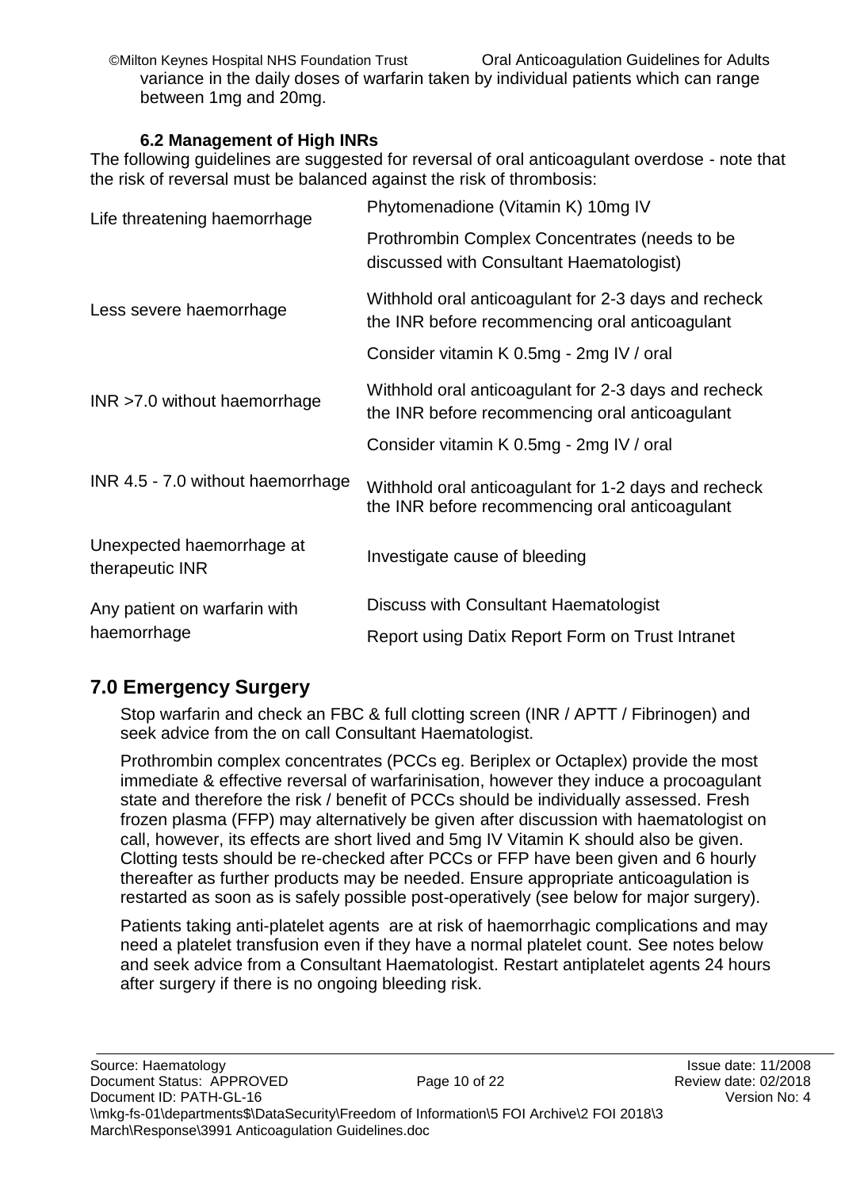variance in the daily doses of warfarin taken by individual patients which can range between 1mg and 20mg.

### 6.2 Management of High INRs

The following guidelines are suggested for reversal of oral anticoagulant overdose - note that the risk of reversal must be balanced against the risk of thrombosis:

| | |
|---|---|
| Life threatening haemorrhage | Phytomenadione (Vitamin K) 10mg IV<br>Prothrombin Complex Concentrates (needs to be discussed with Consultant Haematologist) |
| Less severe haemorrhage | Withhold oral anticoagulant for 2-3 days and recheck the INR before recommencing oral anticoagulant<br>Consider vitamin K 0.5mg - 2mg IV / oral |
| INR >7.0 without haemorrhage | Withhold oral anticoagulant for 2-3 days and recheck the INR before recommencing oral anticoagulant<br>Consider vitamin K 0.5mg - 2mg IV / oral |
| INR 4.5 - 7.0 without haemorrhage | Withhold oral anticoagulant for 1-2 days and recheck the INR before recommencing oral anticoagulant |
| Unexpected haemorrhage at therapeutic INR | Investigate cause of bleeding |
| Any patient on warfarin with haemorrhage | Discuss with Consultant Haematologist<br>Report using Datix Report Form on Trust Intranet |

## 7.0 Emergency Surgery

Stop warfarin and check an FBC & full clotting screen (INR / APTT / Fibrinogen) and seek advice from the on call Consultant Haematologist.

Prothrombin complex concentrates (PCCs eg. Beriplex or Octaplex) provide the most immediate & effective reversal of warfarinisation, however they induce a procoagulant state and therefore the risk / benefit of PCCs should be individually assessed. Fresh frozen plasma (FFP) may alternatively be given after discussion with haematologist on call, however, its effects are short lived and 5mg IV Vitamin K should also be given. Clotting tests should be re-checked after PCCs or FFP have been given and 6 hourly thereafter as further products may be needed. Ensure appropriate anticoagulation is restarted as soon as is safely possible post-operatively (see below for major surgery).

Patients taking anti-platelet agents are at risk of haemorrhagic complications and may need a platelet transfusion even if they have a normal platelet count. See notes below and seek advice from a Consultant Haematologist. Restart antiplatelet agents 24 hours after surgery if there is no ongoing bleeding risk.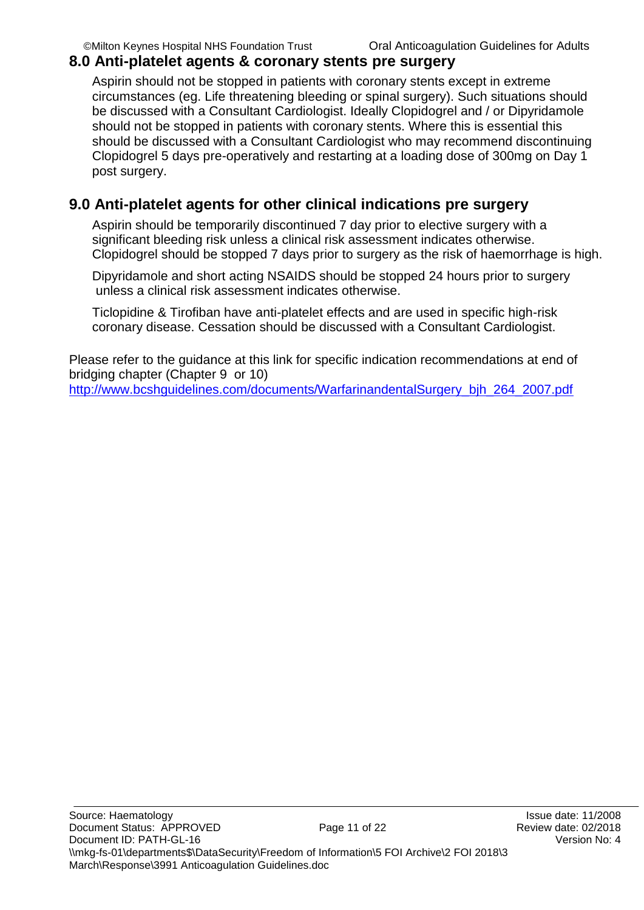## 8.0 Anti-platelet agents & coronary stents pre surgery

Aspirin should not be stopped in patients with coronary stents except in extreme circumstances (eg. Life threatening bleeding or spinal surgery). Such situations should be discussed with a Consultant Cardiologist. Ideally Clopidogrel and / or Dipyridamole should not be stopped in patients with coronary stents. Where this is essential this should be discussed with a Consultant Cardiologist who may recommend discontinuing Clopidogrel 5 days pre-operatively and restarting at a loading dose of 300mg on Day 1 post surgery.

## 9.0 Anti-platelet agents for other clinical indications pre surgery

Aspirin should be temporarily discontinued 7 day prior to elective surgery with a significant bleeding risk unless a clinical risk assessment indicates otherwise. Clopidogrel should be stopped 7 days prior to surgery as the risk of haemorrhage is high.

Dipyridamole and short acting NSAIDS should be stopped 24 hours prior to surgery unless a clinical risk assessment indicates otherwise.

Ticlopidine & Tirofiban have anti-platelet effects and are used in specific high-risk coronary disease. Cessation should be discussed with a Consultant Cardiologist.

Please refer to the guidance at this link for specific indication recommendations at end of bridging chapter (Chapter 9 or 10)
http://www.bcshguidelines.com/documents/WarfarinandentalSurgery_bjh_264_2007.pdf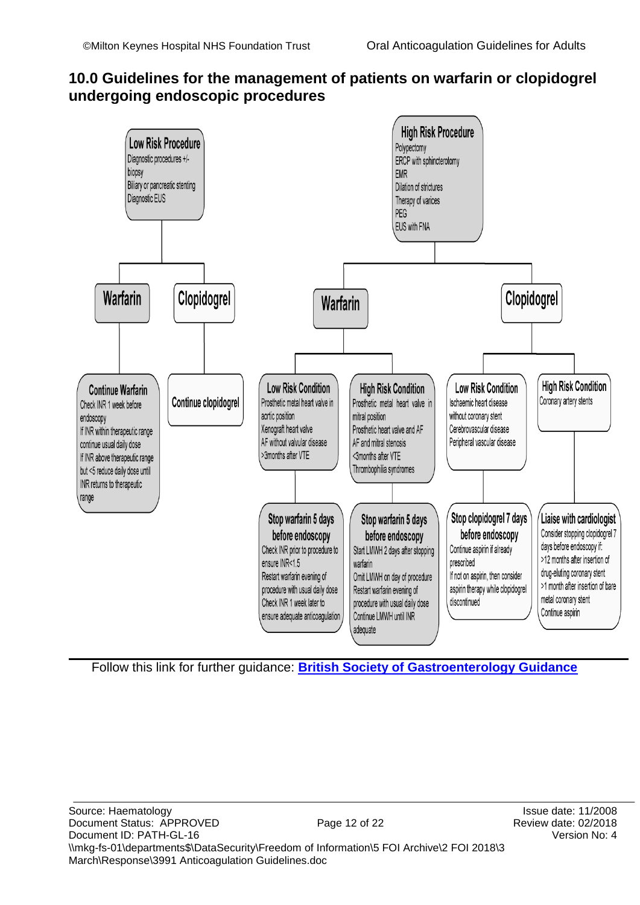## 10.0 Guidelines for the management of patients on warfarin or clopidogrel undergoing endoscopic procedures

**Low Risk Procedure**
Diagnostic procedures +/- biopsy
Biliary or pancreatic stenting
Diagnostic EUS

- **Warfarin**
  - **Continue Warfarin**
    Check INR 1 week before endoscopy
    If INR within therapeutic range continue usual daily dose
    If INR above therapeutic range but <5 reduce daily dose until INR returns to therapeutic range
- **Clopidogrel**
  - **Continue clopidogrel**

**High Risk Procedure**
Polypectomy
ERCP with sphincterotomy
EMR
Dilation of strictures
Therapy of varices
PEG
EUS with FNA

- **Warfarin**
  - **Low Risk Condition**
    Prosthetic metal heart valve in aortic position
    Xenograft heart valve
    AF without valvular disease
    >3months after VTE
    - **Stop warfarin 5 days before endoscopy**
      Check INR prior to procedure to ensure INR<1.5
      Restart warfarin evening of procedure with usual daily dose
      Check INR 1 week later to ensure adequate anticoagulation
  - **High Risk Condition**
    Prosthetic metal heart valve in mitral position
    Prosthetic heart valve and AF
    AF and mitral stenosis
    <3months after VTE
    Thrombophilia syndromes
    - **Stop warfarin 5 days before endoscopy**
      Start LMWH 2 days after stopping warfarin
      Omit LMWH on day of procedure
      Restart warfarin evening of procedure with usual daily dose
      Continue LMWH until INR adequate
- **Clopidogrel**
  - **Low Risk Condition**
    Ischaemic heart disease without coronary stent
    Cerebrovascular disease
    Peripheral vascular disease
    - **Stop clopidogrel 7 days before endoscopy**
      Continue aspirin if already prescribed
      If not on aspirin, then consider aspirin therapy while clopidogrel discontinued
  - **High Risk Condition**
    Coronary artery stents
    - **Liaise with cardiologist**
      Consider stopping clopidogrel 7 days before endoscopy if:
      >12 months after insertion of drug-eluting coronary stent
      >1 month after insertion of bare metal coronary stent
      Continue aspirin

Follow this link for further guidance: **British Society of Gastroenterology Guidance**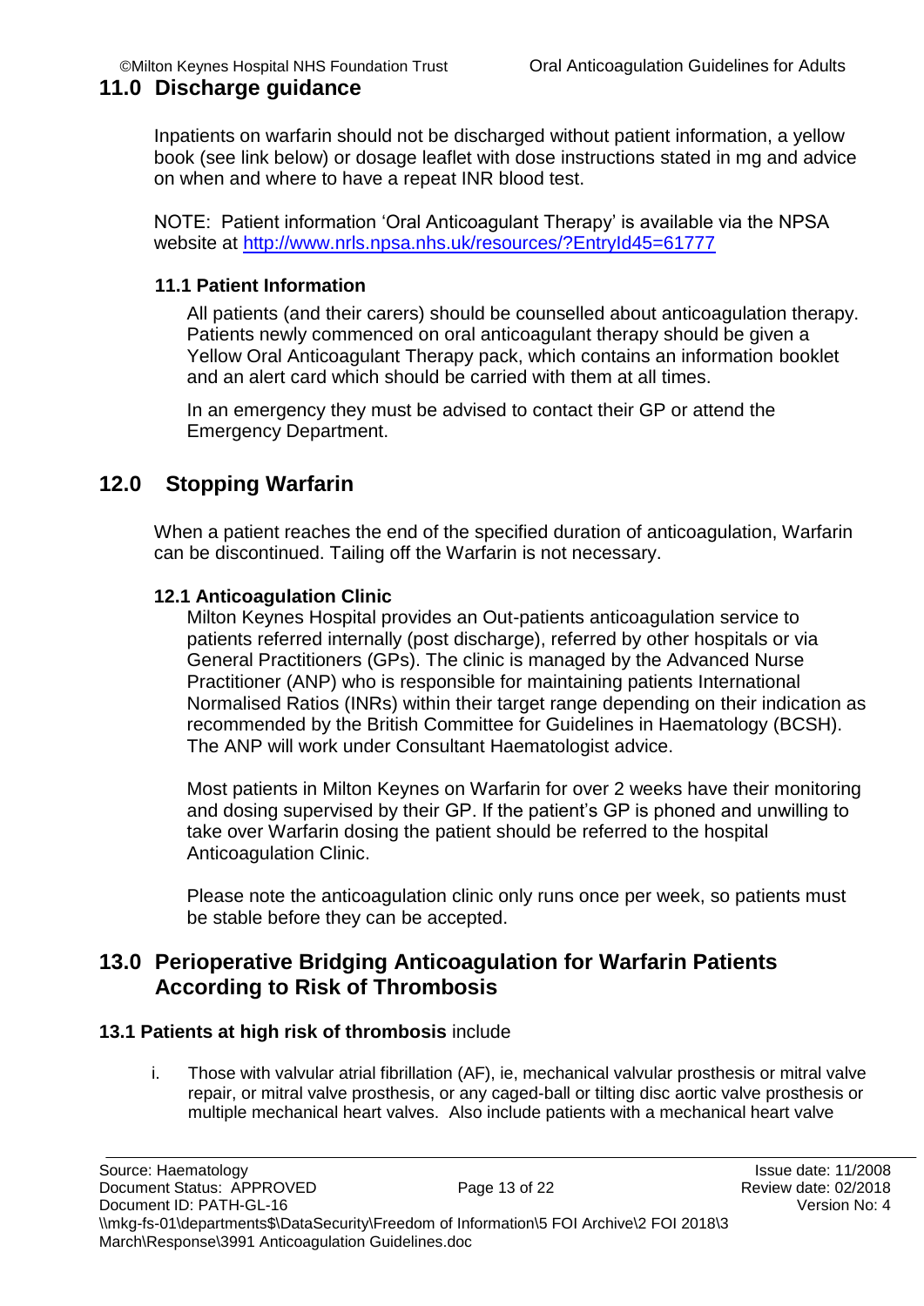## 11.0 Discharge guidance

Inpatients on warfarin should not be discharged without patient information, a yellow book (see link below) or dosage leaflet with dose instructions stated in mg and advice on when and where to have a repeat INR blood test.

NOTE: Patient information 'Oral Anticoagulant Therapy' is available via the NPSA website at http://www.nrls.npsa.nhs.uk/resources/?EntryId45=61777

### 11.1 Patient Information

All patients (and their carers) should be counselled about anticoagulation therapy. Patients newly commenced on oral anticoagulant therapy should be given a Yellow Oral Anticoagulant Therapy pack, which contains an information booklet and an alert card which should be carried with them at all times.

In an emergency they must be advised to contact their GP or attend the Emergency Department.

## 12.0 Stopping Warfarin

When a patient reaches the end of the specified duration of anticoagulation, Warfarin can be discontinued. Tailing off the Warfarin is not necessary.

### 12.1 Anticoagulation Clinic

Milton Keynes Hospital provides an Out-patients anticoagulation service to patients referred internally (post discharge), referred by other hospitals or via General Practitioners (GPs). The clinic is managed by the Advanced Nurse Practitioner (ANP) who is responsible for maintaining patients International Normalised Ratios (INRs) within their target range depending on their indication as recommended by the British Committee for Guidelines in Haematology (BCSH). The ANP will work under Consultant Haematologist advice.

Most patients in Milton Keynes on Warfarin for over 2 weeks have their monitoring and dosing supervised by their GP. If the patient's GP is phoned and unwilling to take over Warfarin dosing the patient should be referred to the hospital Anticoagulation Clinic.

Please note the anticoagulation clinic only runs once per week, so patients must be stable before they can be accepted.

## 13.0 Perioperative Bridging Anticoagulation for Warfarin Patients According to Risk of Thrombosis

**13.1 Patients at high risk of thrombosis** include

i. Those with valvular atrial fibrillation (AF), ie, mechanical valvular prosthesis or mitral valve repair, or mitral valve prosthesis, or any caged-ball or tilting disc aortic valve prosthesis or multiple mechanical heart valves. Also include patients with a mechanical heart valve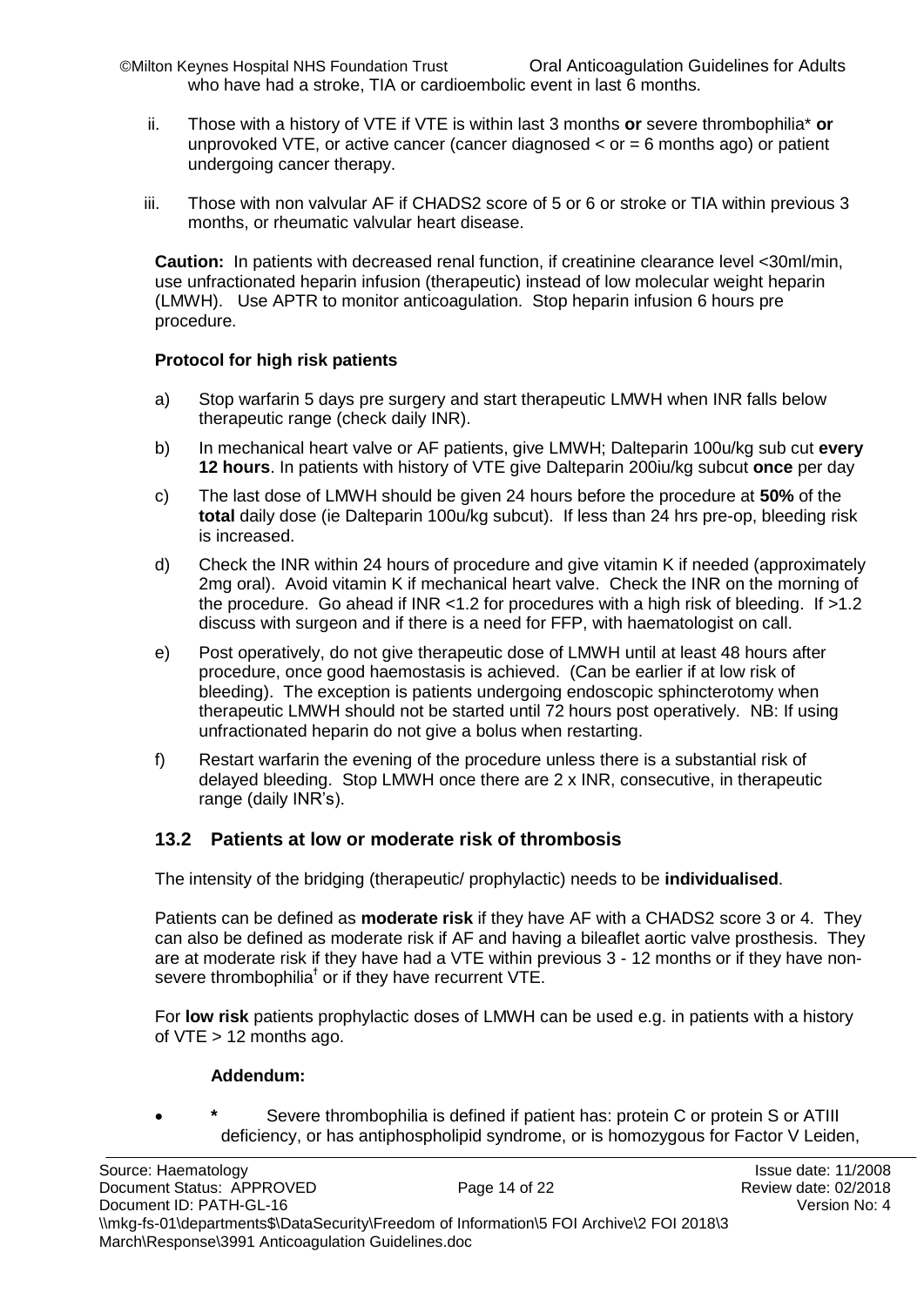who have had a stroke, TIA or cardioembolic event in last 6 months.

ii. Those with a history of VTE if VTE is within last 3 months **or** severe thrombophilia* **or** unprovoked VTE, or active cancer (cancer diagnosed < or = 6 months ago) or patient undergoing cancer therapy.

iii. Those with non valvular AF if CHADS2 score of 5 or 6 or stroke or TIA within previous 3 months, or rheumatic valvular heart disease.

**Caution:** In patients with decreased renal function, if creatinine clearance level <30ml/min, use unfractionated heparin infusion (therapeutic) instead of low molecular weight heparin (LMWH). Use APTR to monitor anticoagulation. Stop heparin infusion 6 hours pre procedure.

**Protocol for high risk patients**

a) Stop warfarin 5 days pre surgery and start therapeutic LMWH when INR falls below therapeutic range (check daily INR).

b) In mechanical heart valve or AF patients, give LMWH; Dalteparin 100u/kg sub cut **every 12 hours**. In patients with history of VTE give Dalteparin 200iu/kg subcut **once** per day

c) The last dose of LMWH should be given 24 hours before the procedure at **50%** of the **total** daily dose (ie Dalteparin 100u/kg subcut). If less than 24 hrs pre-op, bleeding risk is increased.

d) Check the INR within 24 hours of procedure and give vitamin K if needed (approximately 2mg oral). Avoid vitamin K if mechanical heart valve. Check the INR on the morning of the procedure. Go ahead if INR <1.2 for procedures with a high risk of bleeding. If >1.2 discuss with surgeon and if there is a need for FFP, with haematologist on call.

e) Post operatively, do not give therapeutic dose of LMWH until at least 48 hours after procedure, once good haemostasis is achieved. (Can be earlier if at low risk of bleeding). The exception is patients undergoing endoscopic sphincterotomy when therapeutic LMWH should not be started until 72 hours post operatively. NB: If using unfractionated heparin do not give a bolus when restarting.

f) Restart warfarin the evening of the procedure unless there is a substantial risk of delayed bleeding. Stop LMWH once there are 2 x INR, consecutive, in therapeutic range (daily INR's).

## 13.2 Patients at low or moderate risk of thrombosis

The intensity of the bridging (therapeutic/ prophylactic) needs to be **individualised**.

Patients can be defined as **moderate risk** if they have AF with a CHADS2 score 3 or 4. They can also be defined as moderate risk if AF and having a bileaflet aortic valve prosthesis. They are at moderate risk if they have had a VTE within previous 3 - 12 months or if they have non-severe thrombophilia[†] or if they have recurrent VTE.

For **low risk** patients prophylactic doses of LMWH can be used e.g. in patients with a history of VTE > 12 months ago.

**Addendum:**

- **\*** Severe thrombophilia is defined if patient has: protein C or protein S or ATIII deficiency, or has antiphospholipid syndrome, or is homozygous for Factor V Leiden,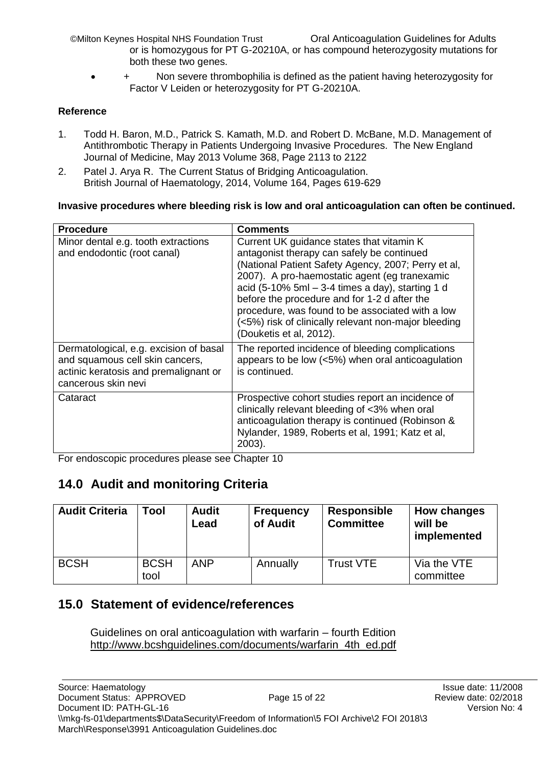or is homozygous for PT G-20210A, or has compound heterozygosity mutations for both these two genes.

- \+ Non severe thrombophilia is defined as the patient having heterozygosity for Factor V Leiden or heterozygosity for PT G-20210A.

**Reference**

1. Todd H. Baron, M.D., Patrick S. Kamath, M.D. and Robert D. McBane, M.D. Management of Antithrombotic Therapy in Patients Undergoing Invasive Procedures. The New England Journal of Medicine, May 2013 Volume 368, Page 2113 to 2122
2. Patel J. Arya R. The Current Status of Bridging Anticoagulation. British Journal of Haematology, 2014, Volume 164, Pages 619-629

**Invasive procedures where bleeding risk is low and oral anticoagulation can often be continued.**

| **Procedure** | **Comments** |
|---|---|
| Minor dental e.g. tooth extractions and endodontic (root canal) | Current UK guidance states that vitamin K antagonist therapy can safely be continued (National Patient Safety Agency, 2007; Perry et al, 2007). A pro-haemostatic agent (eg tranexamic acid (5-10% 5ml – 3-4 times a day), starting 1 d before the procedure and for 1-2 d after the procedure, was found to be associated with a low (<5%) risk of clinically relevant non-major bleeding (Douketis et al, 2012). |
| Dermatological, e.g. excision of basal and squamous cell skin cancers, actinic keratosis and premalignant or cancerous skin nevi | The reported incidence of bleeding complications appears to be low (<5%) when oral anticoagulation is continued. |
| Cataract | Prospective cohort studies report an incidence of clinically relevant bleeding of <3% when oral anticoagulation therapy is continued (Robinson & Nylander, 1989, Roberts et al, 1991; Katz et al, 2003). |

For endoscopic procedures please see Chapter 10

## 14.0 Audit and monitoring Criteria

| **Audit Criteria** | **Tool** | **Audit Lead** | **Frequency of Audit** | **Responsible Committee** | **How changes will be implemented** |
|---|---|---|---|---|---|
| BCSH | BCSH tool | ANP | Annually | Trust VTE | Via the VTE committee |

## 15.0 Statement of evidence/references

Guidelines on oral anticoagulation with warfarin – fourth Edition
http://www.bcshguidelines.com/documents/warfarin_4th_ed.pdf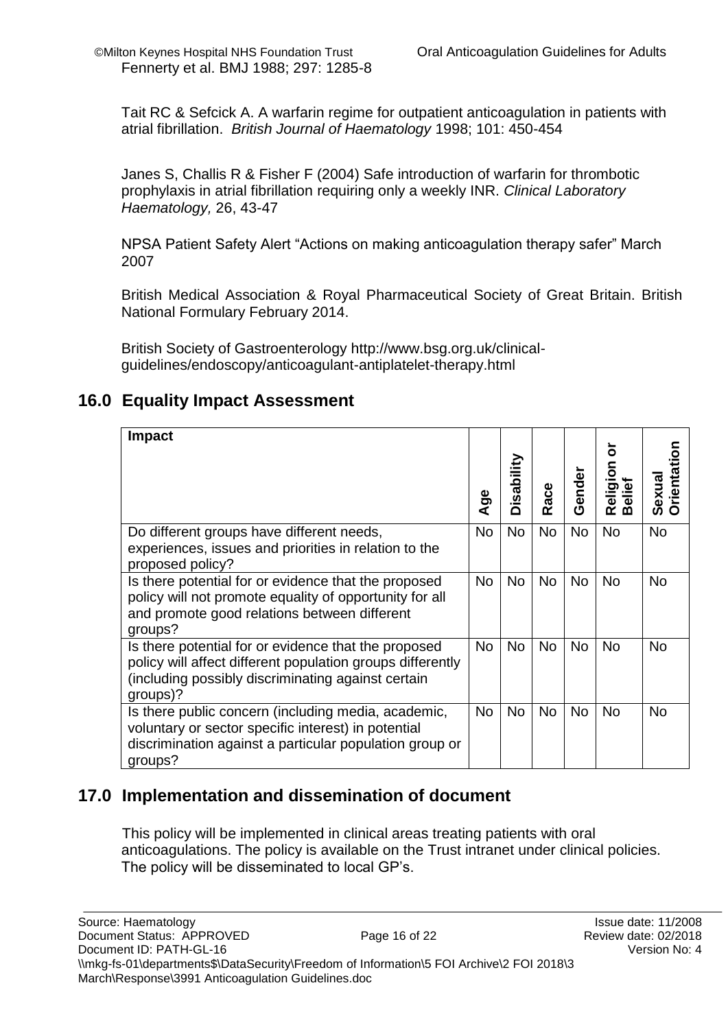Fennerty et al. BMJ 1988; 297: 1285-8

Tait RC & Sefcick A. A warfarin regime for outpatient anticoagulation in patients with atrial fibrillation. *British Journal of Haematology* 1998; 101: 450-454

Janes S, Challis R & Fisher F (2004) Safe introduction of warfarin for thrombotic prophylaxis in atrial fibrillation requiring only a weekly INR. *Clinical Laboratory Haematology,* 26, 43-47

NPSA Patient Safety Alert "Actions on making anticoagulation therapy safer" March 2007

British Medical Association & Royal Pharmaceutical Society of Great Britain. British National Formulary February 2014.

British Society of Gastroenterology http://www.bsg.org.uk/clinical-guidelines/endoscopy/anticoagulant-antiplatelet-therapy.html

## 16.0 Equality Impact Assessment

| Impact | Age | Disability | Race | Gender | Religion or Belief | Sexual Orientation |
|---|---|---|---|---|---|---|
| Do different groups have different needs, experiences, issues and priorities in relation to the proposed policy? | No | No | No | No | No | No |
| Is there potential for or evidence that the proposed policy will not promote equality of opportunity for all and promote good relations between different groups? | No | No | No | No | No | No |
| Is there potential for or evidence that the proposed policy will affect different population groups differently (including possibly discriminating against certain groups)? | No | No | No | No | No | No |
| Is there public concern (including media, academic, voluntary or sector specific interest) in potential discrimination against a particular population group or groups? | No | No | No | No | No | No |

## 17.0 Implementation and dissemination of document

This policy will be implemented in clinical areas treating patients with oral anticoagulations. The policy is available on the Trust intranet under clinical policies. The policy will be disseminated to local GP's.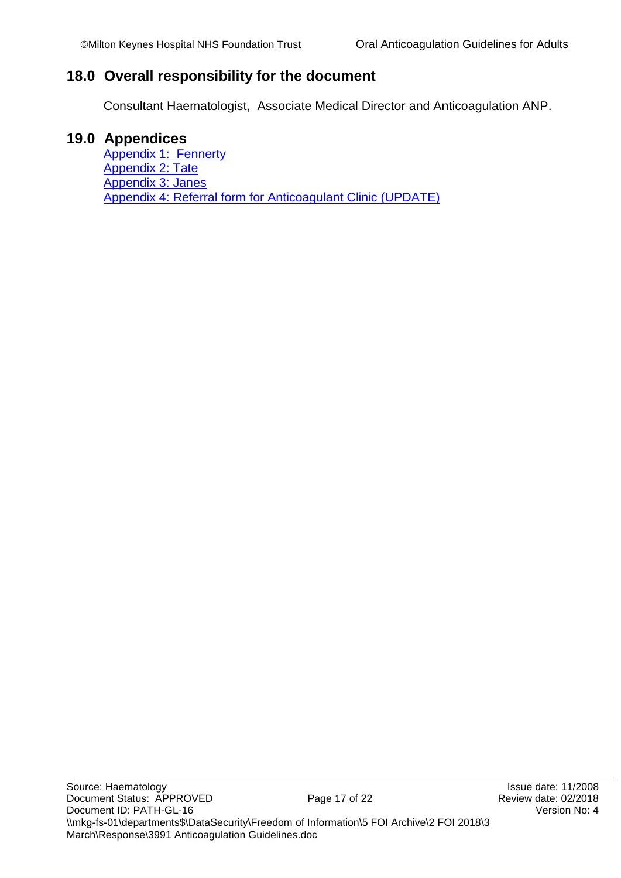## 18.0 Overall responsibility for the document

Consultant Haematologist, Associate Medical Director and Anticoagulation ANP.

## 19.0 Appendices

Appendix 1: Fennerty
Appendix 2: Tate
Appendix 3: Janes
Appendix 4: Referral form for Anticoagulant Clinic (UPDATE)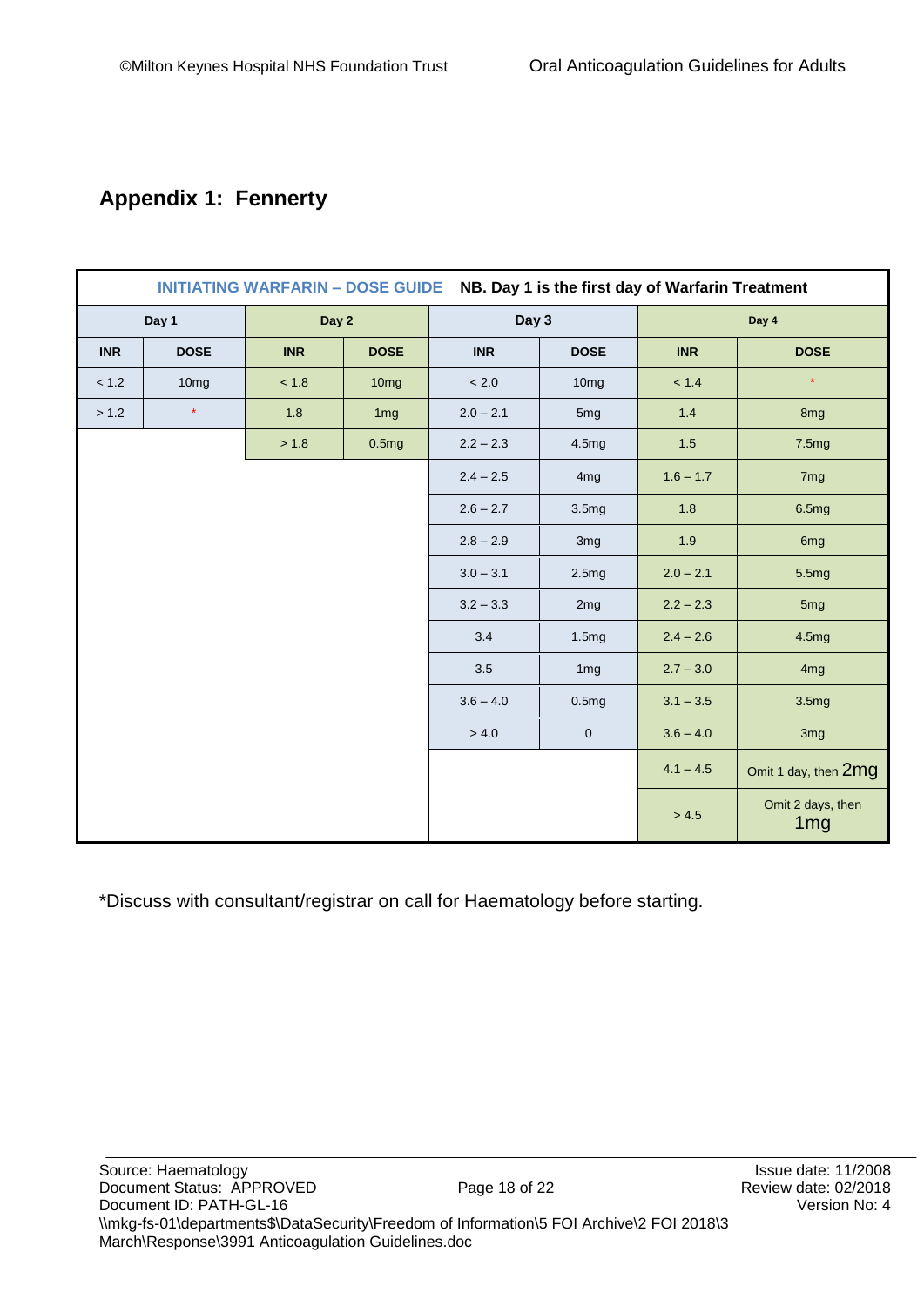## Appendix 1: Fennerty

| INITIATING WARFARIN – DOSE GUIDE NB. Day 1 is the first day of Warfarin Treatment | | | | | | | |
|---|---|---|---|---|---|---|---|
| Day 1 | | Day 2 | | Day 3 | | Day 4 | |
| INR | DOSE | INR | DOSE | INR | DOSE | INR | DOSE |
| < 1.2 | 10mg | < 1.8 | 10mg | < 2.0 | 10mg | < 1.4 | * |
| > 1.2 | * | 1.8 | 1mg | 2.0 – 2.1 | 5mg | 1.4 | 8mg |
| | | > 1.8 | 0.5mg | 2.2 – 2.3 | 4.5mg | 1.5 | 7.5mg |
| | | | | 2.4 – 2.5 | 4mg | 1.6 – 1.7 | 7mg |
| | | | | 2.6 – 2.7 | 3.5mg | 1.8 | 6.5mg |
| | | | | 2.8 – 2.9 | 3mg | 1.9 | 6mg |
| | | | | 3.0 – 3.1 | 2.5mg | 2.0 – 2.1 | 5.5mg |
| | | | | 3.2 – 3.3 | 2mg | 2.2 – 2.3 | 5mg |
| | | | | 3.4 | 1.5mg | 2.4 – 2.6 | 4.5mg |
| | | | | 3.5 | 1mg | 2.7 – 3.0 | 4mg |
| | | | | 3.6 – 4.0 | 0.5mg | 3.1 – 3.5 | 3.5mg |
| | | | | > 4.0 | 0 | 3.6 – 4.0 | 3mg |
| | | | | | | 4.1 – 4.5 | Omit 1 day, then 2mg |
| | | | | | | > 4.5 | Omit 2 days, then 1mg |

*Discuss with consultant/registrar on call for Haematology before starting.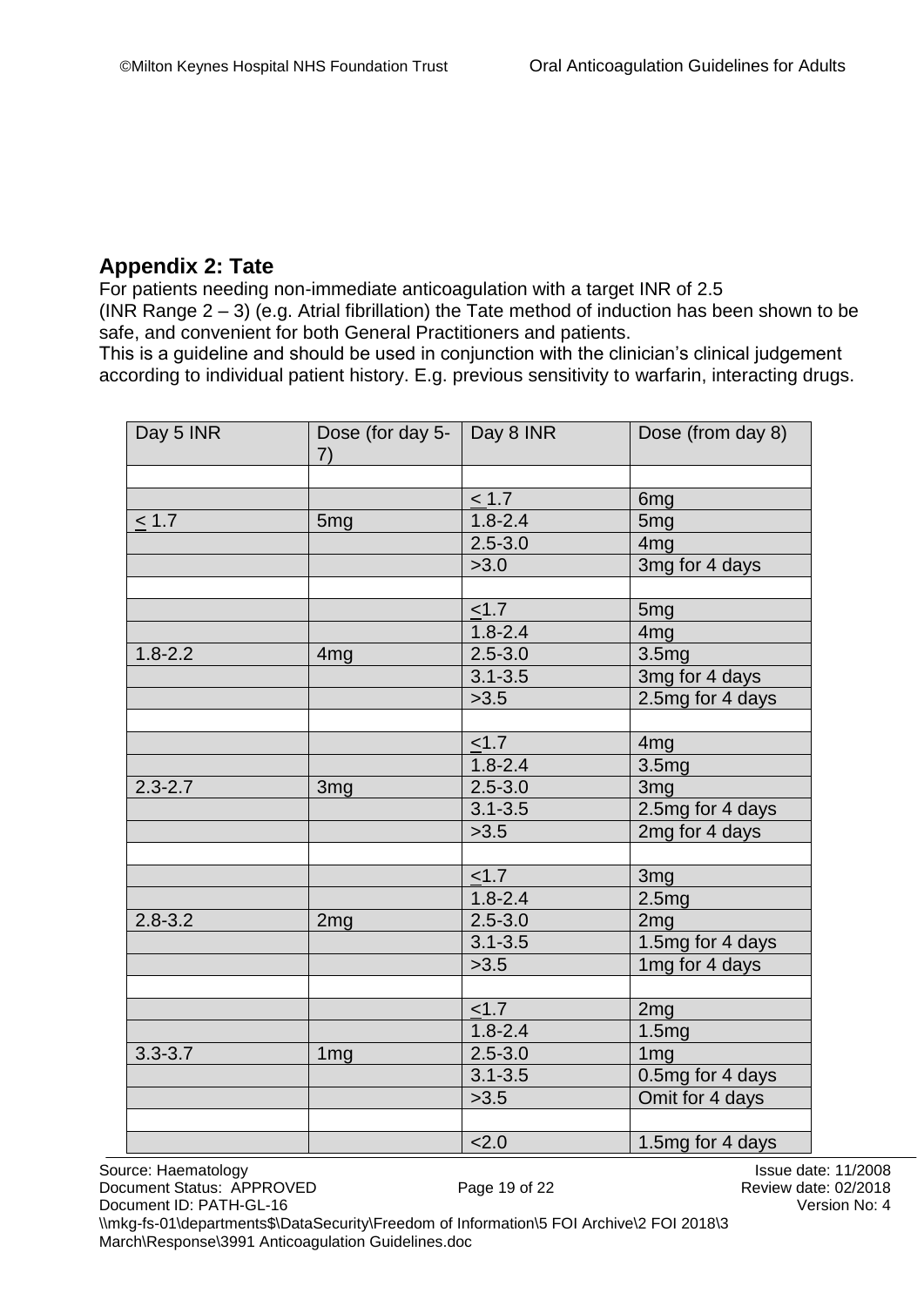## Appendix 2: Tate

For patients needing non-immediate anticoagulation with a target INR of 2.5 (INR Range 2 – 3) (e.g. Atrial fibrillation) the Tate method of induction has been shown to be safe, and convenient for both General Practitioners and patients.

This is a guideline and should be used in conjunction with the clinician's clinical judgement according to individual patient history. E.g. previous sensitivity to warfarin, interacting drugs.

| Day 5 INR | Dose (for day 5-7) | Day 8 INR | Dose (from day 8) |
|---|---|---|---|
| | | | |
| | | ≤ 1.7 | 6mg |
| ≤ 1.7 | 5mg | 1.8-2.4 | 5mg |
| | | 2.5-3.0 | 4mg |
| | | >3.0 | 3mg for 4 days |
| | | | |
| | | ≤1.7 | 5mg |
| | | 1.8-2.4 | 4mg |
| 1.8-2.2 | 4mg | 2.5-3.0 | 3.5mg |
| | | 3.1-3.5 | 3mg for 4 days |
| | | >3.5 | 2.5mg for 4 days |
| | | | |
| | | ≤1.7 | 4mg |
| | | 1.8-2.4 | 3.5mg |
| 2.3-2.7 | 3mg | 2.5-3.0 | 3mg |
| | | 3.1-3.5 | 2.5mg for 4 days |
| | | >3.5 | 2mg for 4 days |
| | | | |
| | | ≤1.7 | 3mg |
| | | 1.8-2.4 | 2.5mg |
| 2.8-3.2 | 2mg | 2.5-3.0 | 2mg |
| | | 3.1-3.5 | 1.5mg for 4 days |
| | | >3.5 | 1mg for 4 days |
| | | | |
| | | ≤1.7 | 2mg |
| | | 1.8-2.4 | 1.5mg |
| 3.3-3.7 | 1mg | 2.5-3.0 | 1mg |
| | | 3.1-3.5 | 0.5mg for 4 days |
| | | >3.5 | Omit for 4 days |
| | | | |
| | | <2.0 | 1.5mg for 4 days |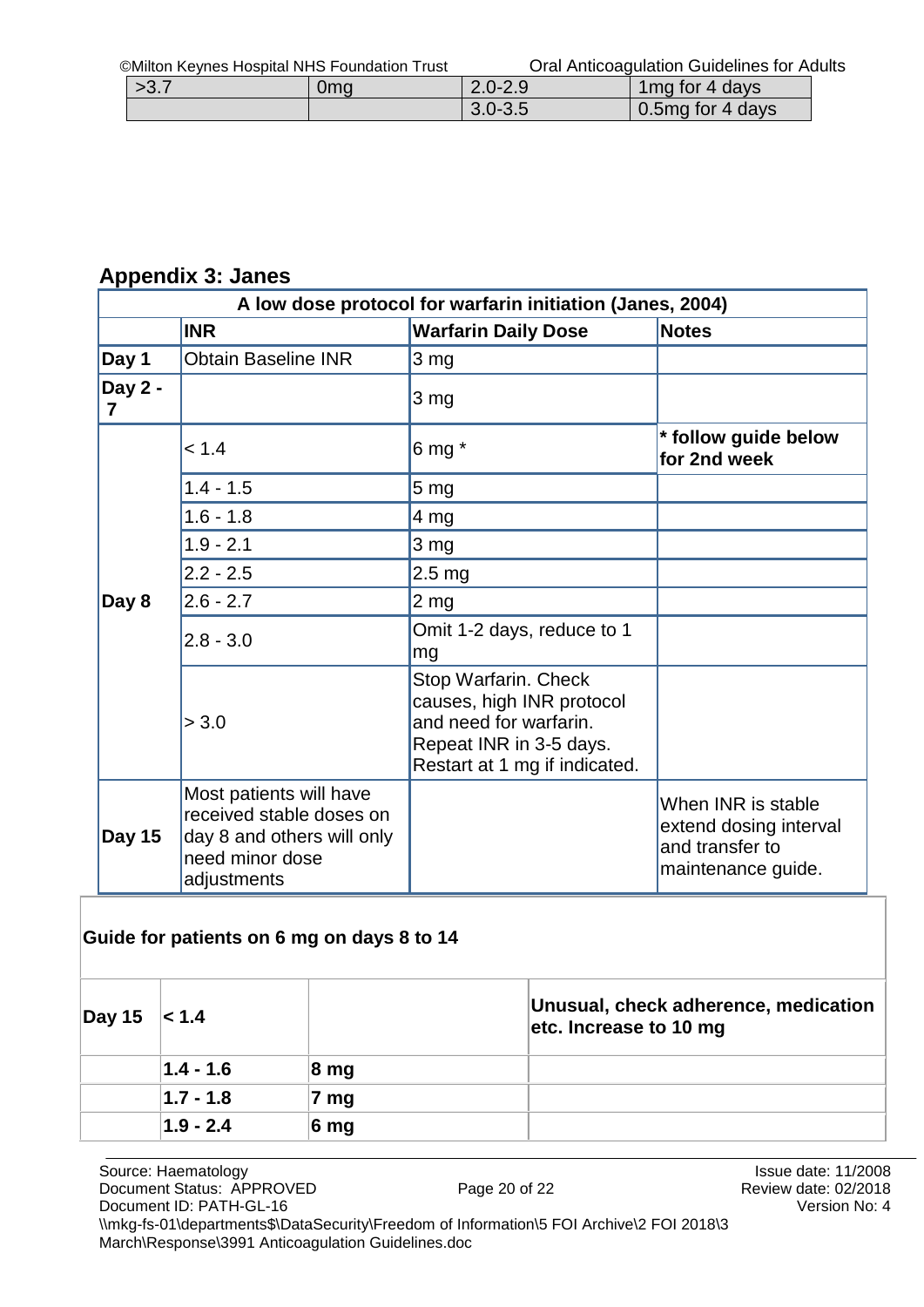| >3.7 | 0mg | 2.0-2.9 | 1mg for 4 days |
|---|---|---|---|
| | | 3.0-3.5 | 0.5mg for 4 days |

## Appendix 3: Janes

| A low dose protocol for warfarin initiation (Janes, 2004) | | | |
|---|---|---|---|
| | **INR** | **Warfarin Daily Dose** | **Notes** |
| **Day 1** | Obtain Baseline INR | 3 mg | |
| **Day 2 - 7** | | 3 mg | |
| **Day 8** | < 1.4 | 6 mg * | **\* follow guide below for 2nd week** |
| | 1.4 - 1.5 | 5 mg | |
| | 1.6 - 1.8 | 4 mg | |
| | 1.9 - 2.1 | 3 mg | |
| | 2.2 - 2.5 | 2.5 mg | |
| | 2.6 - 2.7 | 2 mg | |
| | 2.8 - 3.0 | Omit 1-2 days, reduce to 1 mg | |
| | > 3.0 | Stop Warfarin. Check causes, high INR protocol and need for warfarin. Repeat INR in 3-5 days. Restart at 1 mg if indicated. | |
| **Day 15** | Most patients will have received stable doses on day 8 and others will only need minor dose adjustments | | When INR is stable extend dosing interval and transfer to maintenance guide. |

**Guide for patients on 6 mg on days 8 to 14**

| | | | |
|---|---|---|---|
| **Day 15** | **< 1.4** | | **Unusual, check adherence, medication etc. Increase to 10 mg** |
| | **1.4 - 1.6** | **8 mg** | |
| | **1.7 - 1.8** | **7 mg** | |
| | **1.9 - 2.4** | **6 mg** | |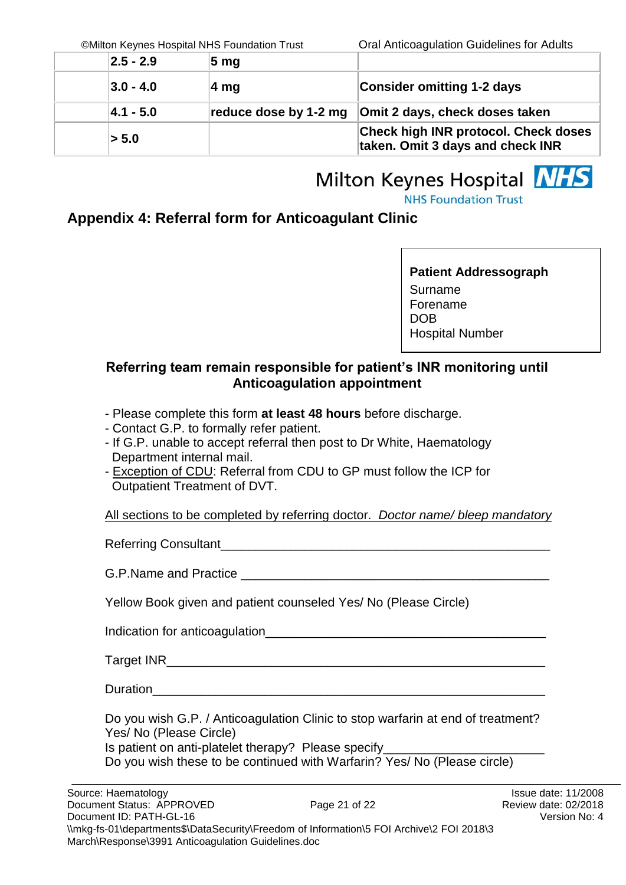| | 2.5 - 2.9 | 5 mg | |
|---|---|---|---|
| | **3.0 - 4.0** | **4 mg** | **Consider omitting 1-2 days** |
| | **4.1 - 5.0** | **reduce dose by 1-2 mg** | **Omit 2 days, check doses taken** |
| | **> 5.0** | | **Check high INR protocol. Check doses taken. Omit 3 days and check INR** |

Milton Keynes Hospital NHS
NHS Foundation Trust

## Appendix 4: Referral form for Anticoagulant Clinic

**Patient Addressograph**
Surname
Forename
DOB
Hospital Number

**Referring team remain responsible for patient's INR monitoring until Anticoagulation appointment**

- Please complete this form **at least 48 hours** before discharge.
- Contact G.P. to formally refer patient.
- If G.P. unable to accept referral then post to Dr White, Haematology Department internal mail.
- Exception of CDU: Referral from CDU to GP must follow the ICP for Outpatient Treatment of DVT.

All sections to be completed by referring doctor. *Doctor name/ bleep mandatory*

Referring Consultant_______________________________________________

G.P.Name and Practice _____________________________________________

Yellow Book given and patient counseled Yes/ No (Please Circle)

Indication for anticoagulation_________________________________________

Target INR_______________________________________________________

Duration_________________________________________________________

Do you wish G.P. / Anticoagulation Clinic to stop warfarin at end of treatment? Yes/ No (Please Circle)
Is patient on anti-platelet therapy? Please specify______________________
Do you wish these to be continued with Warfarin? Yes/ No (Please circle)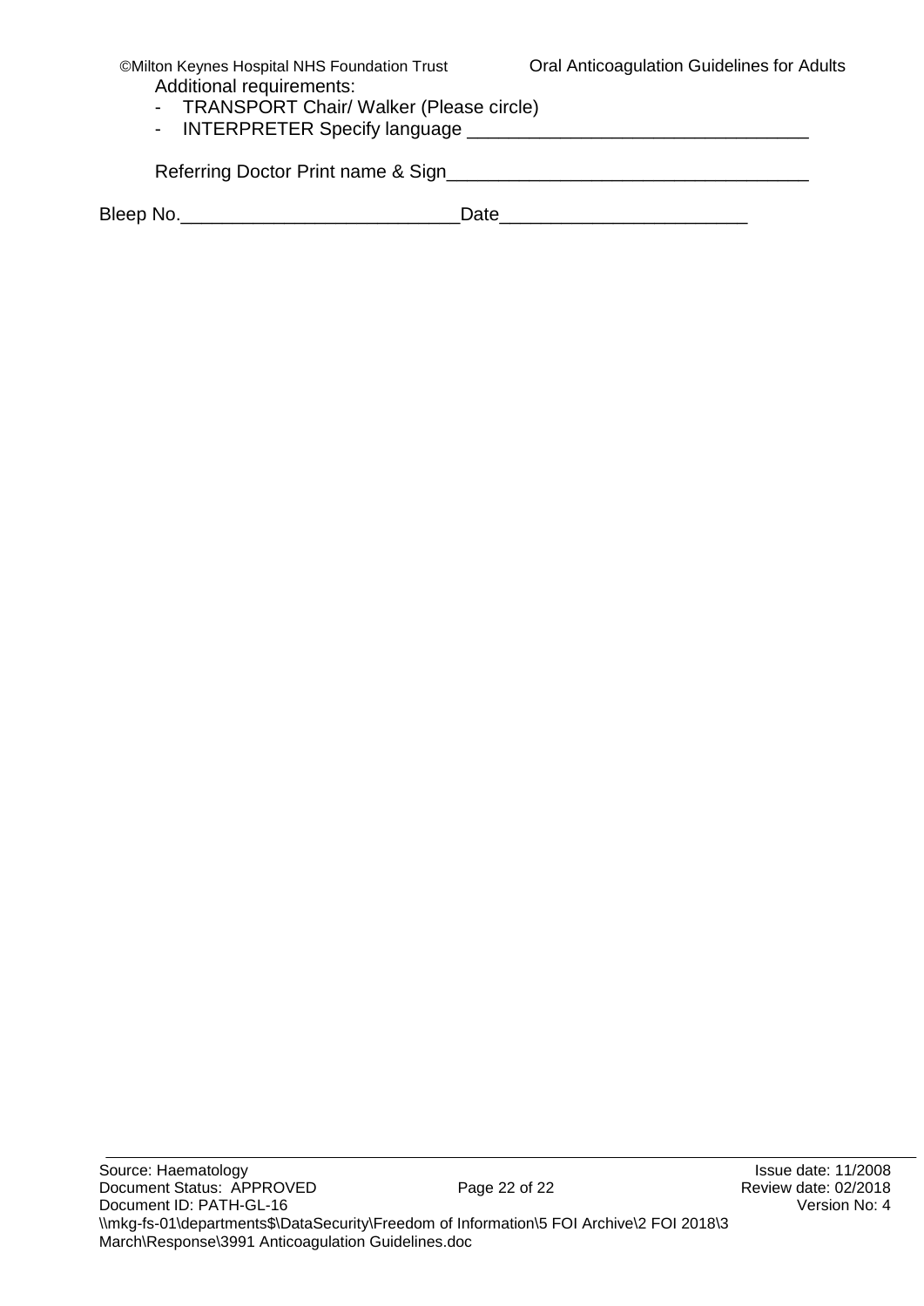Additional requirements:

- TRANSPORT Chair/ Walker (Please circle)
- INTERPRETER Specify language ________________________________

Referring Doctor Print name & Sign__________________________________

Bleep No.__________________________Date_______________________